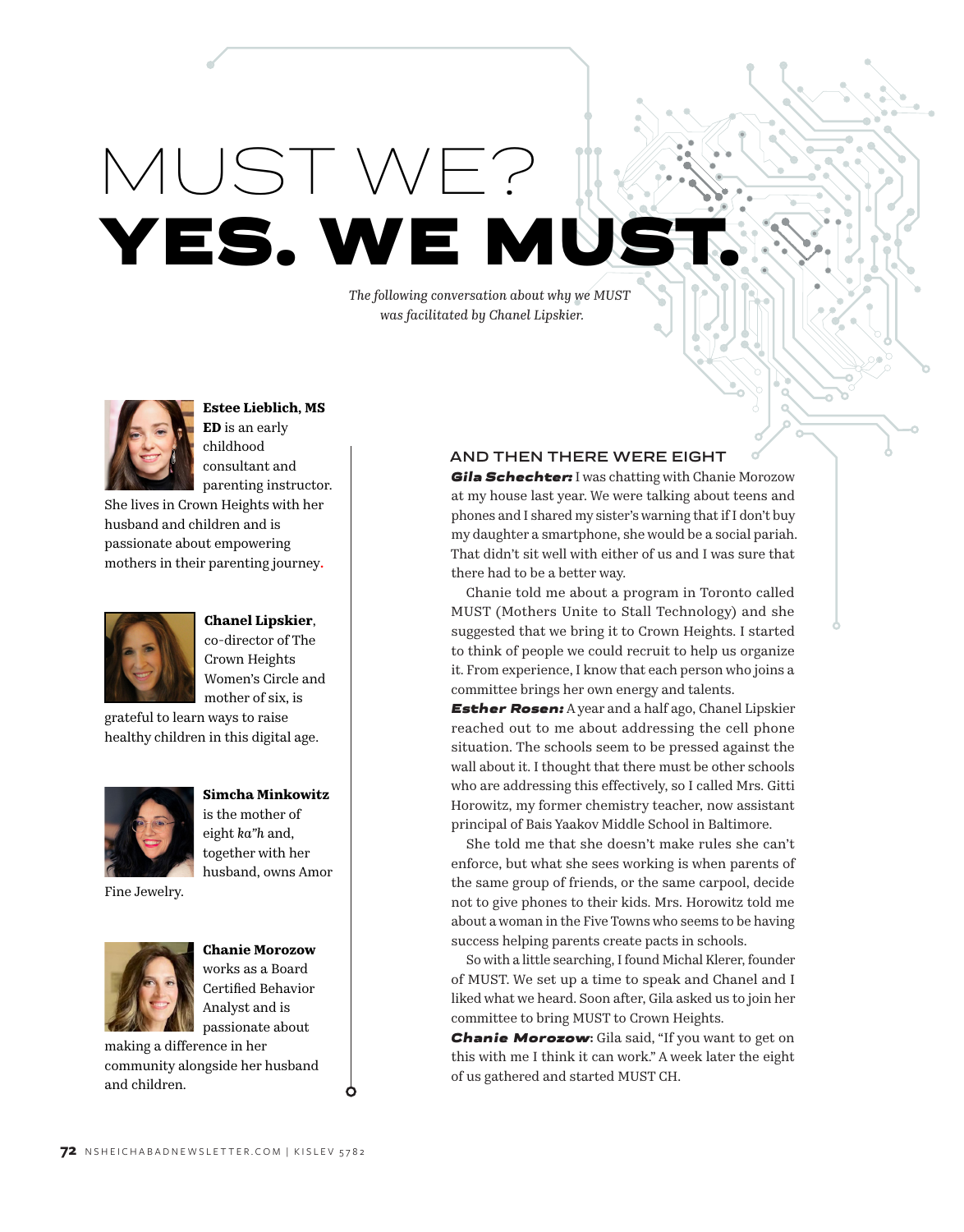# MUST WE?
# YES. WE MUST.

*The following conversation about why we MUST was facilitated by Chanel Lipskier.*

**Estee Lieblich, MS ED** is an early childhood consultant and parenting instructor. She lives in Crown Heights with her husband and children and is passionate about empowering mothers in their parenting journey.

**Chanel Lipskier**, co-director of The Crown Heights Women's Circle and mother of six, is grateful to learn ways to raise healthy children in this digital age.

**Simcha Minkowitz** is the mother of eight *ka"h* and, together with her husband, owns Amor Fine Jewelry.

**Chanie Morozow** works as a Board Certified Behavior Analyst and is passionate about making a difference in her community alongside her husband and children.

## AND THEN THERE WERE EIGHT

***Gila Schechter:*** I was chatting with Chanie Morozow at my house last year. We were talking about teens and phones and I shared my sister's warning that if I don't buy my daughter a smartphone, she would be a social pariah. That didn't sit well with either of us and I was sure that there had to be a better way.

Chanie told me about a program in Toronto called MUST (Mothers Unite to Stall Technology) and she suggested that we bring it to Crown Heights. I started to think of people we could recruit to help us organize it. From experience, I know that each person who joins a committee brings her own energy and talents.

***Esther Rosen:*** A year and a half ago, Chanel Lipskier reached out to me about addressing the cell phone situation. The schools seem to be pressed against the wall about it. I thought that there must be other schools who are addressing this effectively, so I called Mrs. Gitti Horowitz, my former chemistry teacher, now assistant principal of Bais Yaakov Middle School in Baltimore.

She told me that she doesn't make rules she can't enforce, but what she sees working is when parents of the same group of friends, or the same carpool, decide not to give phones to their kids. Mrs. Horowitz told me about a woman in the Five Towns who seems to be having success helping parents create pacts in schools.

So with a little searching, I found Michal Klerer, founder of MUST. We set up a time to speak and Chanel and I liked what we heard. Soon after, Gila asked us to join her committee to bring MUST to Crown Heights.

***Chanie Morozow:*** Gila said, "If you want to get on this with me I think it can work." A week later the eight of us gathered and started MUST CH.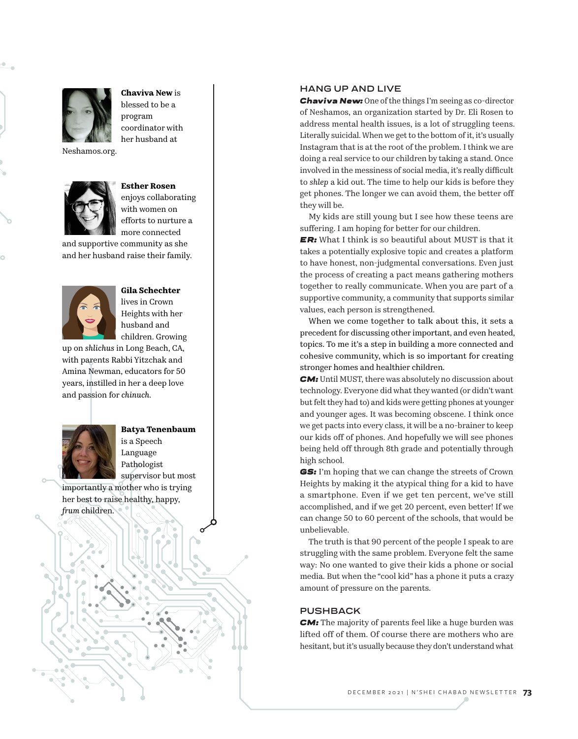**Chaviva New** is blessed to be a program coordinator with her husband at Neshamos.org.

**Esther Rosen** enjoys collaborating with women on efforts to nurture a more connected and supportive community as she and her husband raise their family.

**Gila Schechter** lives in Crown Heights with her husband and children. Growing up on *shlichus* in Long Beach, CA, with parents Rabbi Yitzchak and Amina Newman, educators for 50 years, instilled in her a deep love and passion for *chinuch*.

**Batya Tenenbaum** is a Speech Language Pathologist supervisor but most importantly a mother who is trying her best to raise healthy, happy, *frum* children.

## HANG UP AND LIVE

***Chaviva New:*** One of the things I'm seeing as co-director of Neshamos, an organization started by Dr. Eli Rosen to address mental health issues, is a lot of struggling teens. Literally suicidal. When we get to the bottom of it, it's usually Instagram that is at the root of the problem. I think we are doing a real service to our children by taking a stand. Once involved in the messiness of social media, it's really difficult to *shlep* a kid out. The time to help our kids is before they get phones. The longer we can avoid them, the better off they will be.

My kids are still young but I see how these teens are suffering. I am hoping for better for our children.

***ER:*** What I think is so beautiful about MUST is that it takes a potentially explosive topic and creates a platform to have honest, non-judgmental conversations. Even just the process of creating a pact means gathering mothers together to really communicate. When you are part of a supportive community, a community that supports similar values, each person is strengthened.

When we come together to talk about this, it sets a precedent for discussing other important, and even heated, topics. To me it's a step in building a more connected and cohesive community, which is so important for creating stronger homes and healthier children.

***CM:*** Until MUST, there was absolutely no discussion about technology. Everyone did what they wanted (or didn't want but felt they had to) and kids were getting phones at younger and younger ages. It was becoming obscene. I think once we get pacts into every class, it will be a no-brainer to keep our kids off of phones. And hopefully we will see phones being held off through 8th grade and potentially through high school.

***GS:*** I'm hoping that we can change the streets of Crown Heights by making it the atypical thing for a kid to have a smartphone. Even if we get ten percent, we've still accomplished, and if we get 20 percent, even better! If we can change 50 to 60 percent of the schools, that would be unbelievable.

The truth is that 90 percent of the people I speak to are struggling with the same problem. Everyone felt the same way: No one wanted to give their kids a phone or social media. But when the "cool kid" has a phone it puts a crazy amount of pressure on the parents.

## PUSHBACK

***CM:*** The majority of parents feel like a huge burden was lifted off of them. Of course there are mothers who are hesitant, but it's usually because they don't understand what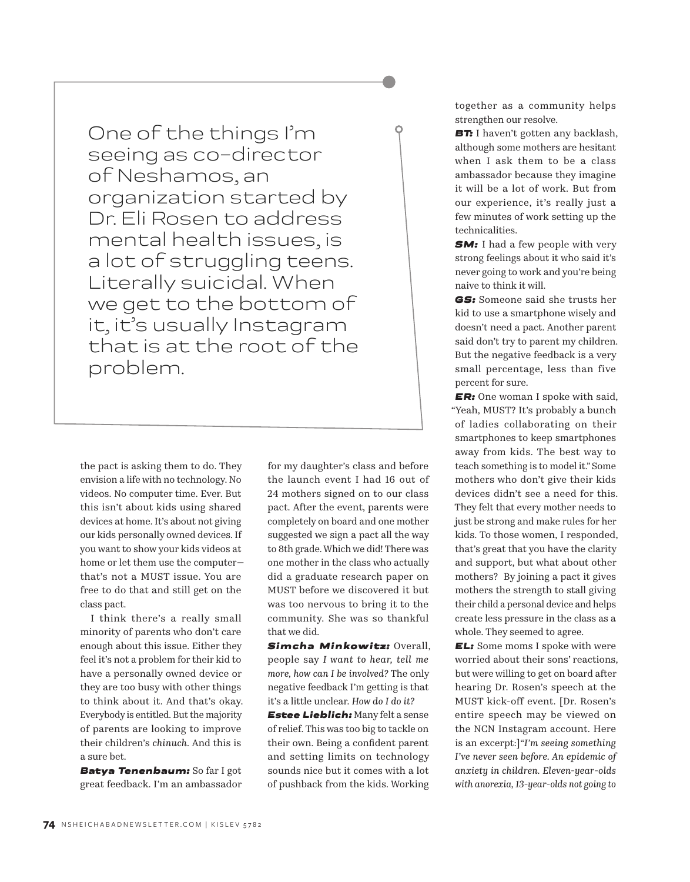> One of the things I'm seeing as co-director of Neshamos, an organization started by Dr. Eli Rosen to address mental health issues, is a lot of struggling teens. Literally suicidal. When we get to the bottom of it, it's usually Instagram that is at the root of the problem.

the pact is asking them to do. They envision a life with no technology. No videos. No computer time. Ever. But this isn't about kids using shared devices at home. It's about not giving our kids personally owned devices. If you want to show your kids videos at home or let them use the computer—that's not a MUST issue. You are free to do that and still get on the class pact.

I think there's a really small minority of parents who don't care enough about this issue. Either they feel it's not a problem for their kid to have a personally owned device or they are too busy with other things to think about it. And that's okay. Everybody is entitled. But the majority of parents are looking to improve their children's *chinuch*. And this is a sure bet.

***Batya Tenenbaum:*** So far I got great feedback. I'm an ambassador for my daughter's class and before the launch event I had 16 out of 24 mothers signed on to our class pact. After the event, parents were completely on board and one mother suggested we sign a pact all the way to 8th grade. Which we did! There was one mother in the class who actually did a graduate research paper on MUST before we discovered it but was too nervous to bring it to the community. She was so thankful that we did.

***Simcha Minkowitz:*** Overall, people say *I want to hear, tell me more, how can I be involved?* The only negative feedback I'm getting is that it's a little unclear. *How do I do it?*

***Estee Lieblich:*** Many felt a sense of relief. This was too big to tackle on their own. Being a confident parent and setting limits on technology sounds nice but it comes with a lot of pushback from the kids. Working together as a community helps strengthen our resolve.

***BT:*** I haven't gotten any backlash, although some mothers are hesitant when I ask them to be a class ambassador because they imagine it will be a lot of work. But from our experience, it's really just a few minutes of work setting up the technicalities.

***SM:*** I had a few people with very strong feelings about it who said it's never going to work and you're being naive to think it will.

***GS:*** Someone said she trusts her kid to use a smartphone wisely and doesn't need a pact. Another parent said don't try to parent my children. But the negative feedback is a very small percentage, less than five percent for sure.

***ER:*** One woman I spoke with said, "Yeah, MUST? It's probably a bunch of ladies collaborating on their smartphones to keep smartphones away from kids. The best way to teach something is to model it." Some mothers who don't give their kids devices didn't see a need for this. They felt that every mother needs to just be strong and make rules for her kids. To those women, I responded, that's great that you have the clarity and support, but what about other mothers? By joining a pact it gives mothers the strength to stall giving their child a personal device and helps create less pressure in the class as a whole. They seemed to agree.

***EL:*** Some moms I spoke with were worried about their sons' reactions, but were willing to get on board after hearing Dr. Rosen's speech at the MUST kick-off event. [Dr. Rosen's entire speech may be viewed on the NCN Instagram account. Here is an excerpt:]*"I'm seeing something I've never seen before. An epidemic of anxiety in children. Eleven-year-olds with anorexia, 13-year-olds not going to*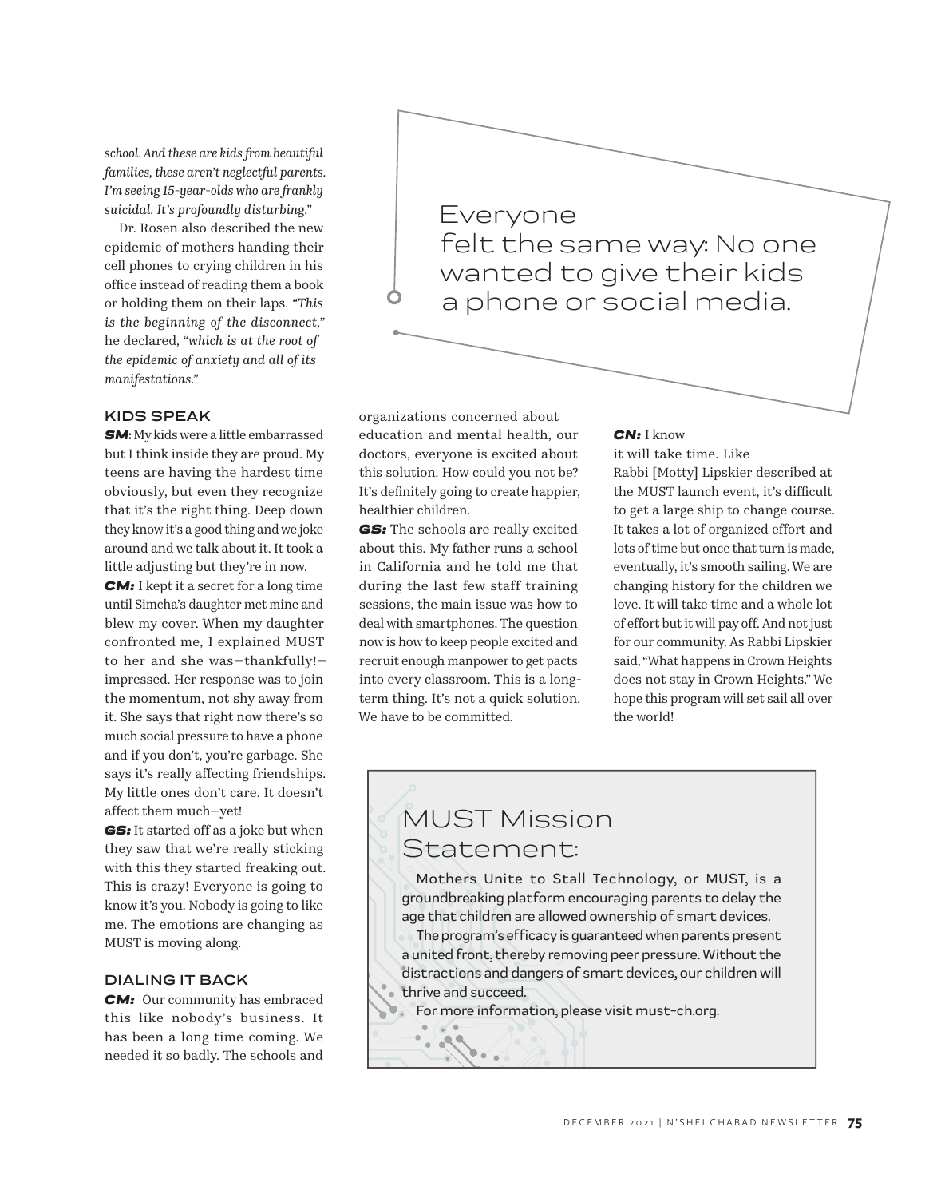*school. And these are kids from beautiful families, these aren't neglectful parents. I'm seeing 15-year-olds who are frankly suicidal. It's profoundly disturbing."*

Dr. Rosen also described the new epidemic of mothers handing their cell phones to crying children in his office instead of reading them a book or holding them on their laps. *"This is the beginning of the disconnect,"* he declared, *"which is at the root of the epidemic of anxiety and all of its manifestations."*

> Everyone felt the same way: No one wanted to give their kids a phone or social media.

### KIDS SPEAK

***SM***: My kids were a little embarrassed but I think inside they are proud. My teens are having the hardest time obviously, but even they recognize that it's the right thing. Deep down they know it's a good thing and we joke around and we talk about it. It took a little adjusting but they're in now.

***CM:*** I kept it a secret for a long time until Simcha's daughter met mine and blew my cover. When my daughter confronted me, I explained MUST to her and she was—thankfully!—impressed. Her response was to join the momentum, not shy away from it. She says that right now there's so much social pressure to have a phone and if you don't, you're garbage. She says it's really affecting friendships. My little ones don't care. It doesn't affect them much—yet!

***GS:*** It started off as a joke but when they saw that we're really sticking with this they started freaking out. This is crazy! Everyone is going to know it's you. Nobody is going to like me. The emotions are changing as MUST is moving along.

### DIALING IT BACK

***CM:*** Our community has embraced this like nobody's business. It has been a long time coming. We needed it so badly. The schools and organizations concerned about education and mental health, our doctors, everyone is excited about this solution. How could you not be? It's definitely going to create happier, healthier children.

***GS:*** The schools are really excited about this. My father runs a school in California and he told me that during the last few staff training sessions, the main issue was how to deal with smartphones. The question now is how to keep people excited and recruit enough manpower to get pacts into every classroom. This is a long-term thing. It's not a quick solution. We have to be committed.

***CN:*** I know it will take time. Like Rabbi [Motty] Lipskier described at the MUST launch event, it's difficult to get a large ship to change course. It takes a lot of organized effort and lots of time but once that turn is made, eventually, it's smooth sailing. We are changing history for the children we love. It will take time and a whole lot of effort but it will pay off. And not just for our community. As Rabbi Lipskier said, "What happens in Crown Heights does not stay in Crown Heights." We hope this program will set sail all over the world!

## MUST Mission Statement:

Mothers Unite to Stall Technology, or MUST, is a groundbreaking platform encouraging parents to delay the age that children are allowed ownership of smart devices.

The program's efficacy is guaranteed when parents present a united front, thereby removing peer pressure. Without the distractions and dangers of smart devices, our children will thrive and succeed.

For more information, please visit must-ch.org.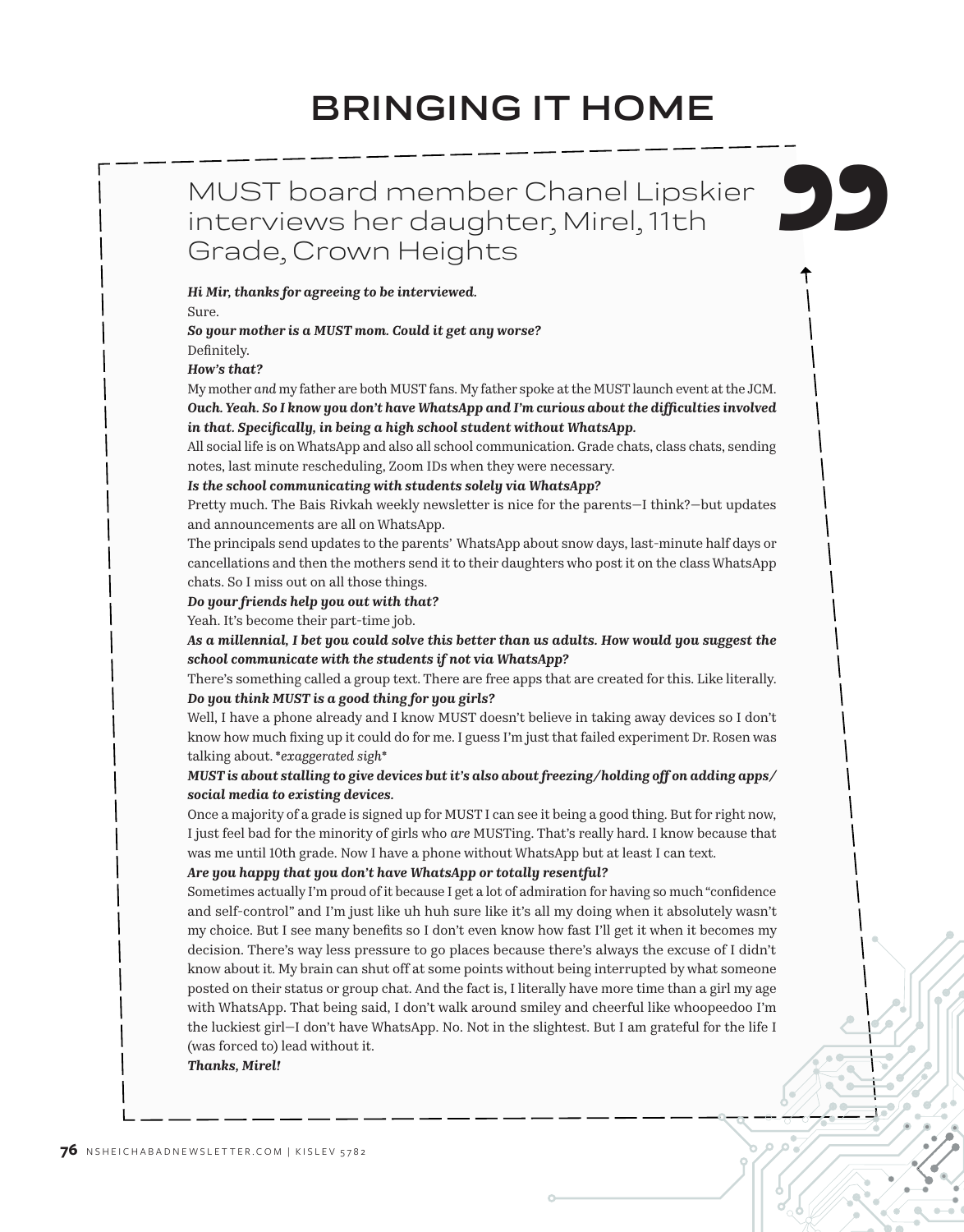# BRINGING IT HOME

## MUST board member Chanel Lipskier interviews her daughter, Mirel, 11th Grade, Crown Heights

***Hi Mir, thanks for agreeing to be interviewed.***
Sure.
***So your mother is a MUST mom. Could it get any worse?***
Definitely.
***How's that?***
My mother *and* my father are both MUST fans. My father spoke at the MUST launch event at the JCM.
***Ouch. Yeah. So I know you don't have WhatsApp and I'm curious about the difficulties involved in that. Specifically, in being a high school student without WhatsApp.***
All social life is on WhatsApp and also all school communication. Grade chats, class chats, sending notes, last minute rescheduling, Zoom IDs when they were necessary.
***Is the school communicating with students solely via WhatsApp?***
Pretty much. The Bais Rivkah weekly newsletter is nice for the parents—I think?—but updates and announcements are all on WhatsApp.
The principals send updates to the parents' WhatsApp about snow days, last-minute half days or cancellations and then the mothers send it to their daughters who post it on the class WhatsApp chats. So I miss out on all those things.
***Do your friends help you out with that?***
Yeah. It's become their part-time job.
***As a millennial, I bet you could solve this better than us adults. How would you suggest the school communicate with the students if not via WhatsApp?***
There's something called a group text. There are free apps that are created for this. Like literally.
***Do you think MUST is a good thing for you girls?***
Well, I have a phone already and I know MUST doesn't believe in taking away devices so I don't know how much fixing up it could do for me. I guess I'm just that failed experiment Dr. Rosen was talking about. **exaggerated sigh**
***MUST is about stalling to give devices but it's also about freezing/holding off on adding apps/social media to existing devices.***
Once a majority of a grade is signed up for MUST I can see it being a good thing. But for right now, I just feel bad for the minority of girls who *are* MUSTing. That's really hard. I know because that was me until 10th grade. Now I have a phone without WhatsApp but at least I can text.
***Are you happy that you don't have WhatsApp or totally resentful?***
Sometimes actually I'm proud of it because I get a lot of admiration for having so much "confidence and self-control" and I'm just like uh huh sure like it's all my doing when it absolutely wasn't my choice. But I see many benefits so I don't even know how fast I'll get it when it becomes my decision. There's way less pressure to go places because there's always the excuse of I didn't know about it. My brain can shut off at some points without being interrupted by what someone posted on their status or group chat. And the fact is, I literally have more time than a girl my age with WhatsApp. That being said, I don't walk around smiley and cheerful like whoopeedoo I'm the luckiest girl—I don't have WhatsApp. No. Not in the slightest. But I am grateful for the life I (was forced to) lead without it.
***Thanks, Mirel!***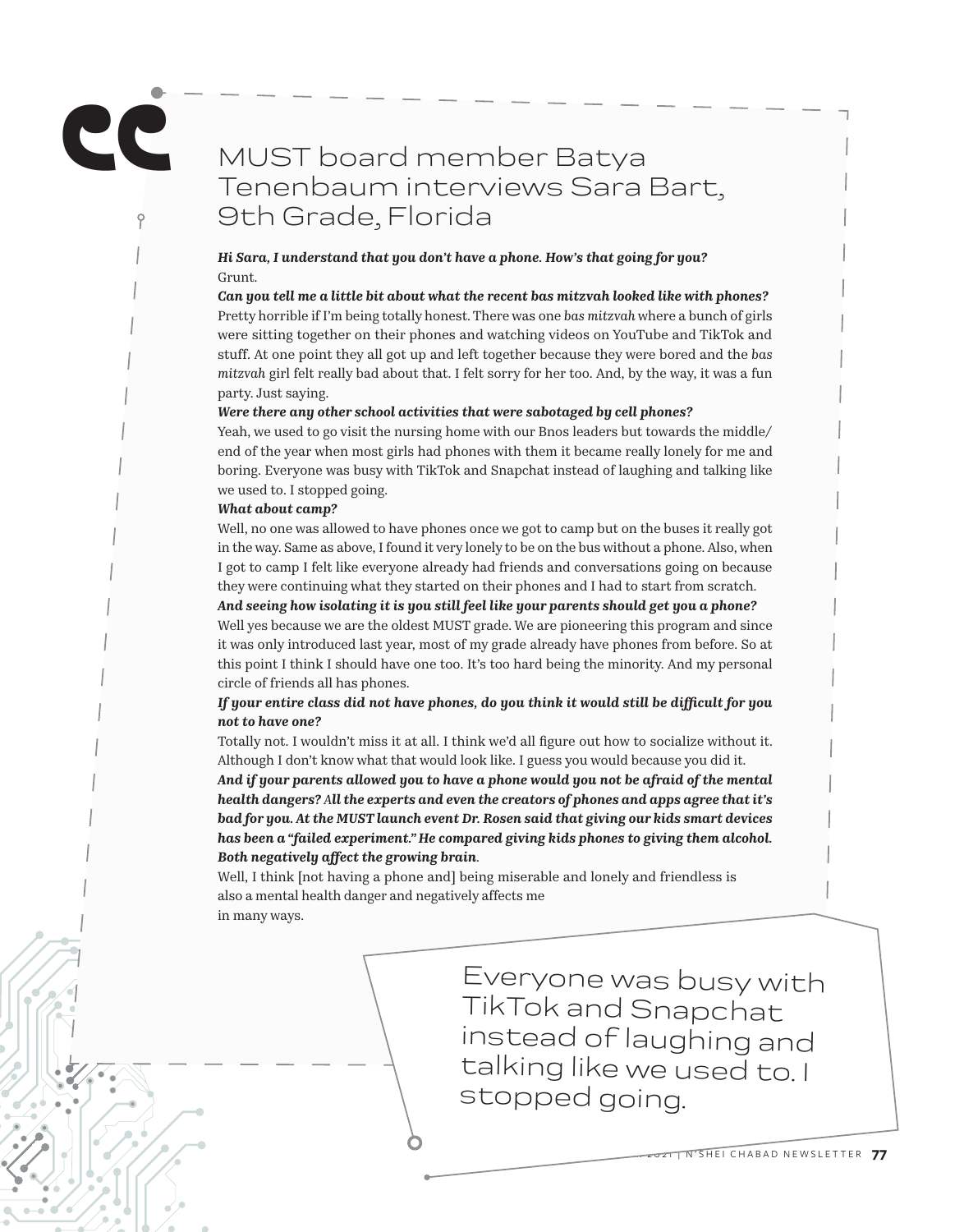## MUST board member Batya Tenenbaum interviews Sara Bart, 9th Grade, Florida

***Hi Sara, I understand that you don't have a phone. How's that going for you?***
Grunt.

***Can you tell me a little bit about what the recent bas mitzvah looked like with phones?***
Pretty horrible if I'm being totally honest. There was one *bas mitzvah* where a bunch of girls were sitting together on their phones and watching videos on YouTube and TikTok and stuff. At one point they all got up and left together because they were bored and the *bas mitzvah* girl felt really bad about that. I felt sorry for her too. And, by the way, it was a fun party. Just saying.

***Were there any other school activities that were sabotaged by cell phones?***
Yeah, we used to go visit the nursing home with our Bnos leaders but towards the middle/end of the year when most girls had phones with them it became really lonely for me and boring. Everyone was busy with TikTok and Snapchat instead of laughing and talking like we used to. I stopped going.

***What about camp?***
Well, no one was allowed to have phones once we got to camp but on the buses it really got in the way. Same as above, I found it very lonely to be on the bus without a phone. Also, when I got to camp I felt like everyone already had friends and conversations going on because they were continuing what they started on their phones and I had to start from scratch.

***And seeing how isolating it is you still feel like your parents should get you a phone?***
Well yes because we are the oldest MUST grade. We are pioneering this program and since it was only introduced last year, most of my grade already have phones from before. So at this point I think I should have one too. It's too hard being the minority. And my personal circle of friends all has phones.

***If your entire class did not have phones, do you think it would still be difficult for you not to have one?***
Totally not. I wouldn't miss it at all. I think we'd all figure out how to socialize without it. Although I don't know what that would look like. I guess you would because you did it.

***And if your parents allowed you to have a phone would you not be afraid of the mental health dangers? All the experts and even the creators of phones and apps agree that it's bad for you. At the MUST launch event Dr. Rosen said that giving our kids smart devices has been a "failed experiment." He compared giving kids phones to giving them alcohol. Both negatively affect the growing brain.***
Well, I think [not having a phone and] being miserable and lonely and friendless is also a mental health danger and negatively affects me in many ways.

> Everyone was busy with TikTok and Snapchat instead of laughing and talking like we used to. I stopped going.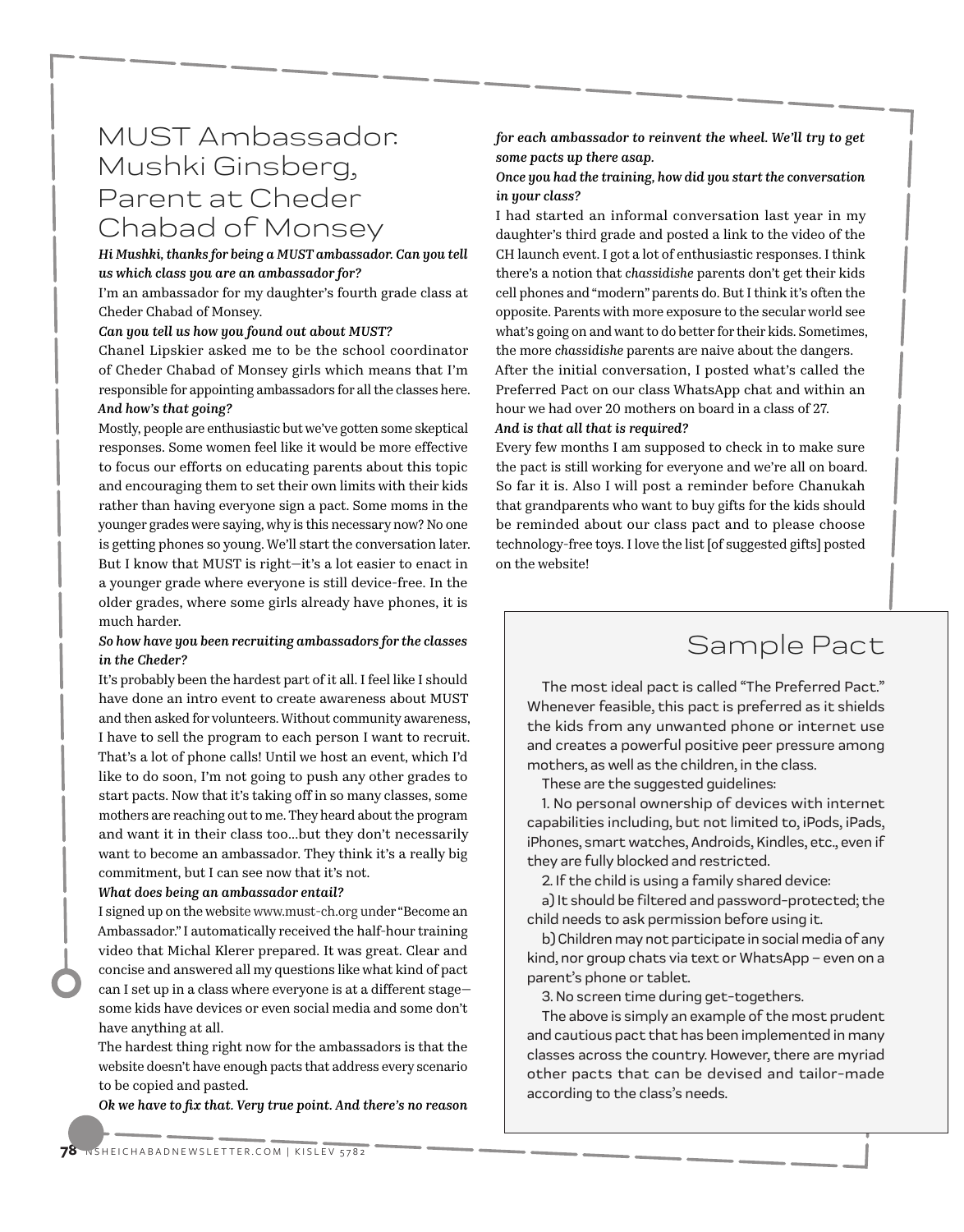## MUST Ambassador: Mushki Ginsberg, Parent at Cheder Chabad of Monsey

***Hi Mushki, thanks for being a MUST ambassador. Can you tell us which class you are an ambassador for?***

I'm an ambassador for my daughter's fourth grade class at Cheder Chabad of Monsey.

***Can you tell us how you found out about MUST?***

Chanel Lipskier asked me to be the school coordinator of Cheder Chabad of Monsey girls which means that I'm responsible for appointing ambassadors for all the classes here.

***And how's that going?***

Mostly, people are enthusiastic but we've gotten some skeptical responses. Some women feel like it would be more effective to focus our efforts on educating parents about this topic and encouraging them to set their own limits with their kids rather than having everyone sign a pact. Some moms in the younger grades were saying, why is this necessary now? No one is getting phones so young. We'll start the conversation later. But I know that MUST is right—it's a lot easier to enact in a younger grade where everyone is still device-free. In the older grades, where some girls already have phones, it is much harder.

***So how have you been recruiting ambassadors for the classes in the Cheder?***

It's probably been the hardest part of it all. I feel like I should have done an intro event to create awareness about MUST and then asked for volunteers. Without community awareness, I have to sell the program to each person I want to recruit. That's a lot of phone calls! Until we host an event, which I'd like to do soon, I'm not going to push any other grades to start pacts. Now that it's taking off in so many classes, some mothers are reaching out to me. They heard about the program and want it in their class too…but they don't necessarily want to become an ambassador. They think it's a really big commitment, but I can see now that it's not.

***What does being an ambassador entail?***

I signed up on the website www.must-ch.org under "Become an Ambassador." I automatically received the half-hour training video that Michal Klerer prepared. It was great. Clear and concise and answered all my questions like what kind of pact can I set up in a class where everyone is at a different stage—some kids have devices or even social media and some don't have anything at all.

The hardest thing right now for the ambassadors is that the website doesn't have enough pacts that address every scenario to be copied and pasted.

***Ok we have to fix that. Very true point. And there's no reason for each ambassador to reinvent the wheel. We'll try to get some pacts up there asap.***

***Once you had the training, how did you start the conversation in your class?***

I had started an informal conversation last year in my daughter's third grade and posted a link to the video of the CH launch event. I got a lot of enthusiastic responses. I think there's a notion that *chassidishe* parents don't get their kids cell phones and "modern" parents do. But I think it's often the opposite. Parents with more exposure to the secular world see what's going on and want to do better for their kids. Sometimes, the more *chassidishe* parents are naive about the dangers.

After the initial conversation, I posted what's called the Preferred Pact on our class WhatsApp chat and within an hour we had over 20 mothers on board in a class of 27.

***And is that all that is required?***

Every few months I am supposed to check in to make sure the pact is still working for everyone and we're all on board. So far it is. Also I will post a reminder before Chanukah that grandparents who want to buy gifts for the kids should be reminded about our class pact and to please choose technology-free toys. I love the list [of suggested gifts] posted on the website!

### Sample Pact

The most ideal pact is called "The Preferred Pact." Whenever feasible, this pact is preferred as it shields the kids from any unwanted phone or internet use and creates a powerful positive peer pressure among mothers, as well as the children, in the class.

These are the suggested guidelines:

1. No personal ownership of devices with internet capabilities including, but not limited to, iPods, iPads, iPhones, smart watches, Androids, Kindles, etc., even if they are fully blocked and restricted.

2. If the child is using a family shared device:

a) It should be filtered and password-protected; the child needs to ask permission before using it.

b) Children may not participate in social media of any kind, nor group chats via text or WhatsApp – even on a parent's phone or tablet.

3. No screen time during get-togethers.

The above is simply an example of the most prudent and cautious pact that has been implemented in many classes across the country. However, there are myriad other pacts that can be devised and tailor-made according to the class's needs.